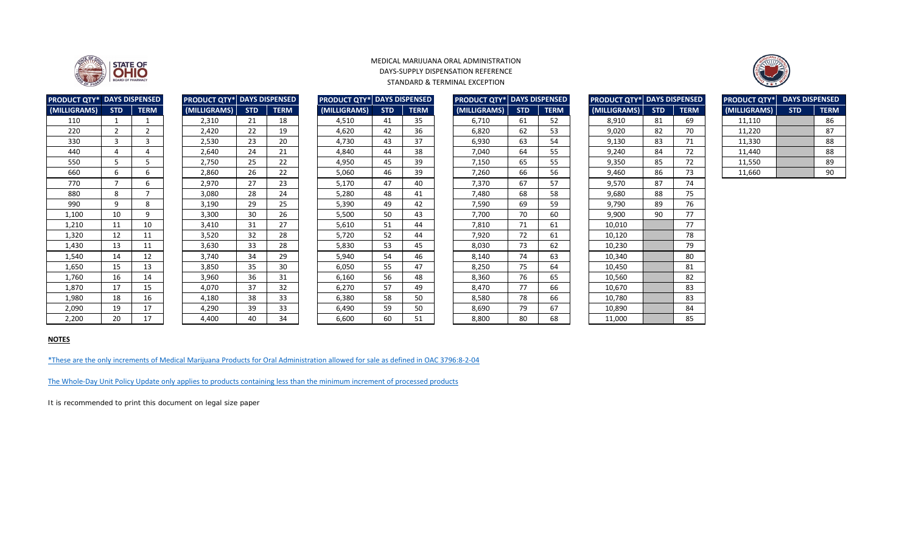MEDICAL MARIJUANA ORAL ADMINISTRATION

DAYS-SUPPLY DISPENSATION REFERENCE

STANDARD & TERMINAL EXCEPTION

| PRODUCT QTY* | DAYS DISPENSED | |
|---|---|---|
| (MILLIGRAMS) | STD | TERM |
| 110 | 1 | 1 |
| 220 | 2 | 2 |
| 330 | 3 | 3 |
| 440 | 4 | 4 |
| 550 | 5 | 5 |
| 660 | 6 | 6 |
| 770 | 7 | 6 |
| 880 | 8 | 7 |
| 990 | 9 | 8 |
| 1,100 | 10 | 9 |
| 1,210 | 11 | 10 |
| 1,320 | 12 | 11 |
| 1,430 | 13 | 11 |
| 1,540 | 14 | 12 |
| 1,650 | 15 | 13 |
| 1,760 | 16 | 14 |
| 1,870 | 17 | 15 |
| 1,980 | 18 | 16 |
| 2,090 | 19 | 17 |
| 2,200 | 20 | 17 |
| 2,310 | 21 | 18 |
| 2,420 | 22 | 19 |
| 2,530 | 23 | 20 |
| 2,640 | 24 | 21 |
| 2,750 | 25 | 22 |
| 2,860 | 26 | 22 |
| 2,970 | 27 | 23 |
| 3,080 | 28 | 24 |
| 3,190 | 29 | 25 |
| 3,300 | 30 | 26 |
| 3,410 | 31 | 27 |
| 3,520 | 32 | 28 |
| 3,630 | 33 | 28 |
| 3,740 | 34 | 29 |
| 3,850 | 35 | 30 |
| 3,960 | 36 | 31 |
| 4,070 | 37 | 32 |
| 4,180 | 38 | 33 |
| 4,290 | 39 | 33 |
| 4,400 | 40 | 34 |
| 4,510 | 41 | 35 |
| 4,620 | 42 | 36 |
| 4,730 | 43 | 37 |
| 4,840 | 44 | 38 |
| 4,950 | 45 | 39 |
| 5,060 | 46 | 39 |
| 5,170 | 47 | 40 |
| 5,280 | 48 | 41 |
| 5,390 | 49 | 42 |
| 5,500 | 50 | 43 |
| 5,610 | 51 | 44 |
| 5,720 | 52 | 44 |
| 5,830 | 53 | 45 |
| 5,940 | 54 | 46 |
| 6,050 | 55 | 47 |
| 6,160 | 56 | 48 |
| 6,270 | 57 | 49 |
| 6,380 | 58 | 50 |
| 6,490 | 59 | 50 |
| 6,600 | 60 | 51 |
| 6,710 | 61 | 52 |
| 6,820 | 62 | 53 |
| 6,930 | 63 | 54 |
| 7,040 | 64 | 55 |
| 7,150 | 65 | 55 |
| 7,260 | 66 | 56 |
| 7,370 | 67 | 57 |
| 7,480 | 68 | 58 |
| 7,590 | 69 | 59 |
| 7,700 | 70 | 60 |
| 7,810 | 71 | 61 |
| 7,920 | 72 | 61 |
| 8,030 | 73 | 62 |
| 8,140 | 74 | 63 |
| 8,250 | 75 | 64 |
| 8,360 | 76 | 65 |
| 8,470 | 77 | 66 |
| 8,580 | 78 | 66 |
| 8,690 | 79 | 67 |
| 8,800 | 80 | 68 |
| 8,910 | 81 | 69 |
| 9,020 | 82 | 70 |
| 9,130 | 83 | 71 |
| 9,240 | 84 | 72 |
| 9,350 | 85 | 72 |
| 9,460 | 86 | 73 |
| 9,570 | 87 | 74 |
| 9,680 | 88 | 75 |
| 9,790 | 89 | 76 |
| 9,900 | 90 | 77 |
| 10,010 | | 77 |
| 10,120 | | 78 |
| 10,230 | | 79 |
| 10,340 | | 80 |
| 10,450 | | 81 |
| 10,560 | | 82 |
| 10,670 | | 83 |
| 10,780 | | 83 |
| 10,890 | | 84 |
| 11,000 | | 85 |
| 11,110 | | 86 |
| 11,220 | | 87 |
| 11,330 | | 88 |
| 11,440 | | 88 |
| 11,550 | | 89 |
| 11,660 | | 90 |

**NOTES**

*These are the only increments of Medical Marijuana Products for Oral Administration allowed for sale as defined in OAC 3796:8-2-04

The Whole-Day Unit Policy Update only applies to products containing less than the minimum increment of processed products

It is recommended to print this document on legal size paper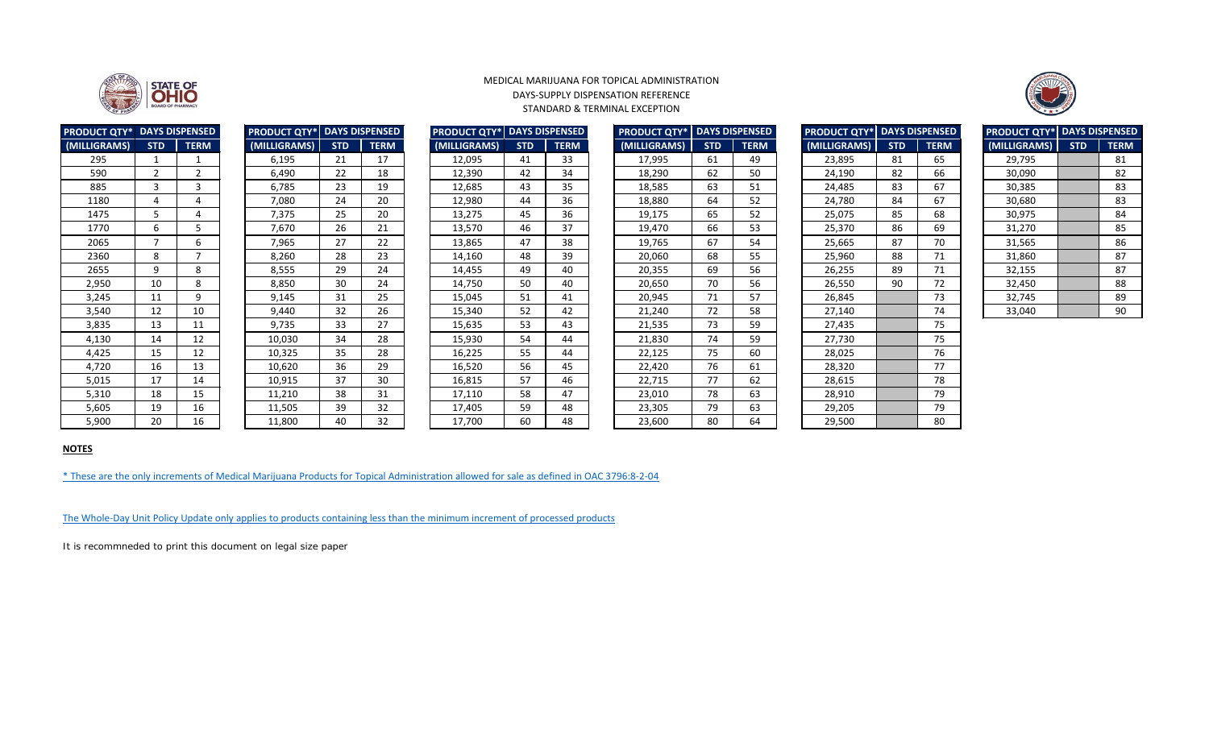MEDICAL MARIJUANA FOR TOPICAL ADMINISTRATION
DAYS-SUPPLY DISPENSATION REFERENCE
STANDARD & TERMINAL EXCEPTION

| PRODUCT QTY* | DAYS DISPENSED | |
|---|---|---|
| (MILLIGRAMS) | STD | TERM |
| 295 | 1 | 1 |
| 590 | 2 | 2 |
| 885 | 3 | 3 |
| 1180 | 4 | 4 |
| 1475 | 5 | 4 |
| 1770 | 6 | 5 |
| 2065 | 7 | 6 |
| 2360 | 8 | 7 |
| 2655 | 9 | 8 |
| 2,950 | 10 | 8 |
| 3,245 | 11 | 9 |
| 3,540 | 12 | 10 |
| 3,835 | 13 | 11 |
| 4,130 | 14 | 12 |
| 4,425 | 15 | 12 |
| 4,720 | 16 | 13 |
| 5,015 | 17 | 14 |
| 5,310 | 18 | 15 |
| 5,605 | 19 | 16 |
| 5,900 | 20 | 16 |

| PRODUCT QTY* | DAYS DISPENSED | |
|---|---|---|
| (MILLIGRAMS) | STD | TERM |
| 6,195 | 21 | 17 |
| 6,490 | 22 | 18 |
| 6,785 | 23 | 19 |
| 7,080 | 24 | 20 |
| 7,375 | 25 | 20 |
| 7,670 | 26 | 21 |
| 7,965 | 27 | 22 |
| 8,260 | 28 | 23 |
| 8,555 | 29 | 24 |
| 8,850 | 30 | 24 |
| 9,145 | 31 | 25 |
| 9,440 | 32 | 26 |
| 9,735 | 33 | 27 |
| 10,030 | 34 | 28 |
| 10,325 | 35 | 28 |
| 10,620 | 36 | 29 |
| 10,915 | 37 | 30 |
| 11,210 | 38 | 31 |
| 11,505 | 39 | 32 |
| 11,800 | 40 | 32 |

| PRODUCT QTY* | DAYS DISPENSED | |
|---|---|---|
| (MILLIGRAMS) | STD | TERM |
| 12,095 | 41 | 33 |
| 12,390 | 42 | 34 |
| 12,685 | 43 | 35 |
| 12,980 | 44 | 36 |
| 13,275 | 45 | 36 |
| 13,570 | 46 | 37 |
| 13,865 | 47 | 38 |
| 14,160 | 48 | 39 |
| 14,455 | 49 | 40 |
| 14,750 | 50 | 40 |
| 15,045 | 51 | 41 |
| 15,340 | 52 | 42 |
| 15,635 | 53 | 43 |
| 15,930 | 54 | 44 |
| 16,225 | 55 | 44 |
| 16,520 | 56 | 45 |
| 16,815 | 57 | 46 |
| 17,110 | 58 | 47 |
| 17,405 | 59 | 48 |
| 17,700 | 60 | 48 |

| PRODUCT QTY* | DAYS DISPENSED | |
|---|---|---|
| (MILLIGRAMS) | STD | TERM |
| 17,995 | 61 | 49 |
| 18,290 | 62 | 50 |
| 18,585 | 63 | 51 |
| 18,880 | 64 | 52 |
| 19,175 | 65 | 52 |
| 19,470 | 66 | 53 |
| 19,765 | 67 | 54 |
| 20,060 | 68 | 55 |
| 20,355 | 69 | 56 |
| 20,650 | 70 | 56 |
| 20,945 | 71 | 57 |
| 21,240 | 72 | 58 |
| 21,535 | 73 | 59 |
| 21,830 | 74 | 59 |
| 22,125 | 75 | 60 |
| 22,420 | 76 | 61 |
| 22,715 | 77 | 62 |
| 23,010 | 78 | 63 |
| 23,305 | 79 | 63 |
| 23,600 | 80 | 64 |

| PRODUCT QTY* | DAYS DISPENSED | |
|---|---|---|
| (MILLIGRAMS) | STD | TERM |
| 23,895 | 81 | 65 |
| 24,190 | 82 | 66 |
| 24,485 | 83 | 67 |
| 24,780 | 84 | 67 |
| 25,075 | 85 | 68 |
| 25,370 | 86 | 69 |
| 25,665 | 87 | 70 |
| 25,960 | 88 | 71 |
| 26,255 | 89 | 71 |
| 26,550 | 90 | 72 |
| 26,845 | | 73 |
| 27,140 | | 74 |
| 27,435 | | 75 |
| 27,730 | | 75 |
| 28,025 | | 76 |
| 28,320 | | 77 |
| 28,615 | | 78 |
| 28,910 | | 79 |
| 29,205 | | 79 |
| 29,500 | | 80 |

| PRODUCT QTY* | DAYS DISPENSED | |
|---|---|---|
| (MILLIGRAMS) | STD | TERM |
| 29,795 | | 81 |
| 30,090 | | 82 |
| 30,385 | | 83 |
| 30,680 | | 83 |
| 30,975 | | 84 |
| 31,270 | | 85 |
| 31,565 | | 86 |
| 31,860 | | 87 |
| 32,155 | | 87 |
| 32,450 | | 88 |
| 32,745 | | 89 |
| 33,040 | | 90 |

**NOTES**

* These are the only increments of Medical Marijuana Products for Topical Administration allowed for sale as defined in OAC 3796:8-2-04

The Whole-Day Unit Policy Update only applies to products containing less than the minimum increment of processed products

It is recommneded to print this document on legal size paper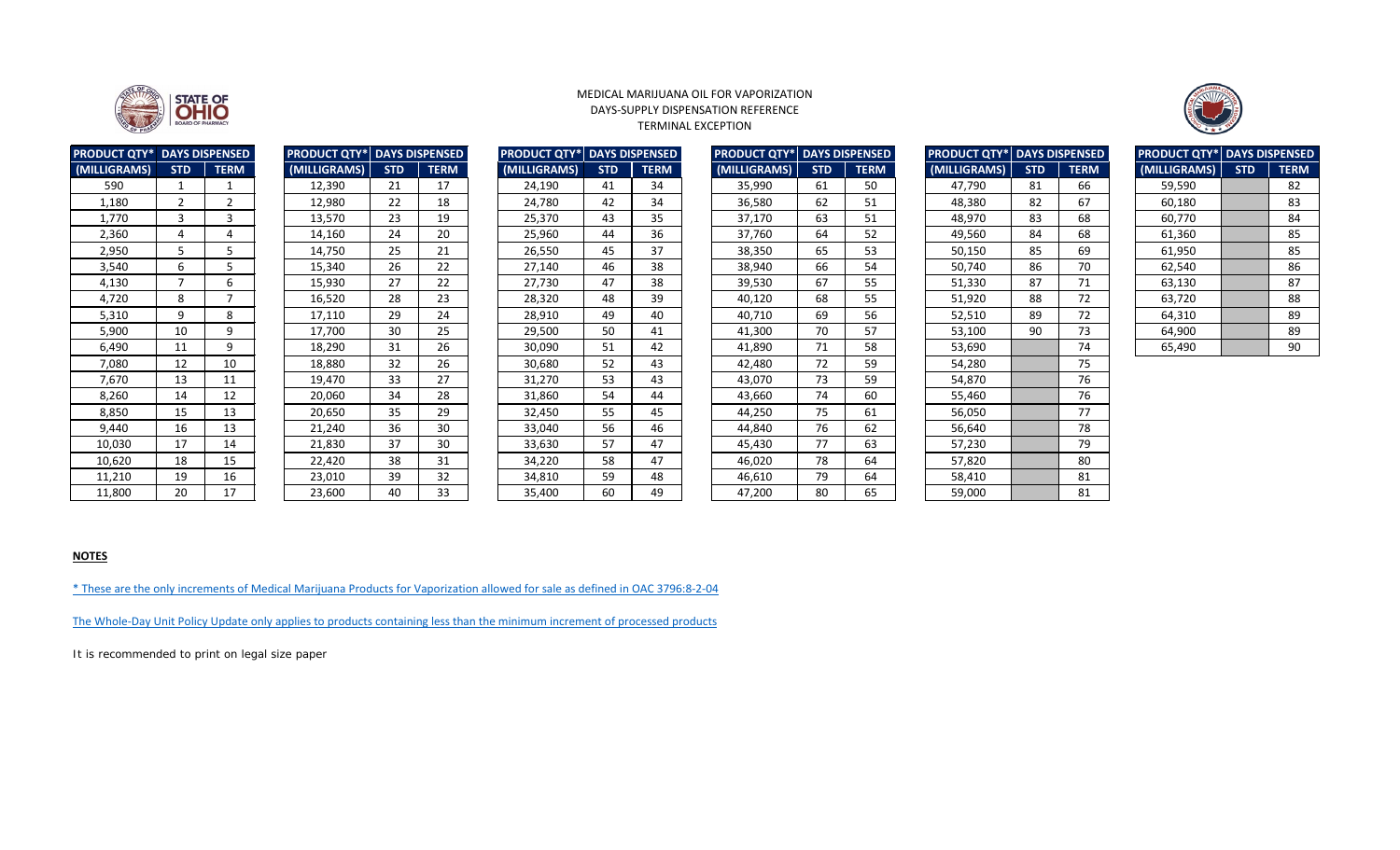# MEDICAL MARIJUANA OIL FOR VAPORIZATION
## DAYS-SUPPLY DISPENSATION REFERENCE
### TERMINAL EXCEPTION

| PRODUCT QTY* | DAYS DISPENSED | | PRODUCT QTY* | DAYS DISPENSED | | PRODUCT QTY* | DAYS DISPENSED | | PRODUCT QTY* | DAYS DISPENSED | | PRODUCT QTY* | DAYS DISPENSED | | PRODUCT QTY* | DAYS DISPENSED | |
|---|---|---|---|---|---|---|---|---|---|---|---|---|---|---|---|---|---|
| (MILLIGRAMS) | STD | TERM | (MILLIGRAMS) | STD | TERM | (MILLIGRAMS) | STD | TERM | (MILLIGRAMS) | STD | TERM | (MILLIGRAMS) | STD | TERM | (MILLIGRAMS) | STD | TERM |
| 590 | 1 | 1 | 12,390 | 21 | 17 | 24,190 | 41 | 34 | 35,990 | 61 | 50 | 47,790 | 81 | 66 | 59,590 | | 82 |
| 1,180 | 2 | 2 | 12,980 | 22 | 18 | 24,780 | 42 | 34 | 36,580 | 62 | 51 | 48,380 | 82 | 67 | 60,180 | | 83 |
| 1,770 | 3 | 3 | 13,570 | 23 | 19 | 25,370 | 43 | 35 | 37,170 | 63 | 51 | 48,970 | 83 | 68 | 60,770 | | 84 |
| 2,360 | 4 | 4 | 14,160 | 24 | 20 | 25,960 | 44 | 36 | 37,760 | 64 | 52 | 49,560 | 84 | 68 | 61,360 | | 85 |
| 2,950 | 5 | 5 | 14,750 | 25 | 21 | 26,550 | 45 | 37 | 38,350 | 65 | 53 | 50,150 | 85 | 69 | 61,950 | | 85 |
| 3,540 | 6 | 5 | 15,340 | 26 | 22 | 27,140 | 46 | 38 | 38,940 | 66 | 54 | 50,740 | 86 | 70 | 62,540 | | 86 |
| 4,130 | 7 | 6 | 15,930 | 27 | 22 | 27,730 | 47 | 38 | 39,530 | 67 | 55 | 51,330 | 87 | 71 | 63,130 | | 87 |
| 4,720 | 8 | 7 | 16,520 | 28 | 23 | 28,320 | 48 | 39 | 40,120 | 68 | 55 | 51,920 | 88 | 72 | 63,720 | | 88 |
| 5,310 | 9 | 8 | 17,110 | 29 | 24 | 28,910 | 49 | 40 | 40,710 | 69 | 56 | 52,510 | 89 | 72 | 64,310 | | 89 |
| 5,900 | 10 | 9 | 17,700 | 30 | 25 | 29,500 | 50 | 41 | 41,300 | 70 | 57 | 53,100 | 90 | 73 | 64,900 | | 89 |
| 6,490 | 11 | 9 | 18,290 | 31 | 26 | 30,090 | 51 | 42 | 41,890 | 71 | 58 | 53,690 | | 74 | 65,490 | | 90 |
| 7,080 | 12 | 10 | 18,880 | 32 | 26 | 30,680 | 52 | 43 | 42,480 | 72 | 59 | 54,280 | | 75 | | | |
| 7,670 | 13 | 11 | 19,470 | 33 | 27 | 31,270 | 53 | 43 | 43,070 | 73 | 59 | 54,870 | | 76 | | | |
| 8,260 | 14 | 12 | 20,060 | 34 | 28 | 31,860 | 54 | 44 | 43,660 | 74 | 60 | 55,460 | | 76 | | | |
| 8,850 | 15 | 13 | 20,650 | 35 | 29 | 32,450 | 55 | 45 | 44,250 | 75 | 61 | 56,050 | | 77 | | | |
| 9,440 | 16 | 13 | 21,240 | 36 | 30 | 33,040 | 56 | 46 | 44,840 | 76 | 62 | 56,640 | | 78 | | | |
| 10,030 | 17 | 14 | 21,830 | 37 | 30 | 33,630 | 57 | 47 | 45,430 | 77 | 63 | 57,230 | | 79 | | | |
| 10,620 | 18 | 15 | 22,420 | 38 | 31 | 34,220 | 58 | 47 | 46,020 | 78 | 64 | 57,820 | | 80 | | | |
| 11,210 | 19 | 16 | 23,010 | 39 | 32 | 34,810 | 59 | 48 | 46,610 | 79 | 64 | 58,410 | | 81 | | | |
| 11,800 | 20 | 17 | 23,600 | 40 | 33 | 35,400 | 60 | 49 | 47,200 | 80 | 65 | 59,000 | | 81 | | | |

**NOTES**

* These are the only increments of Medical Marijuana Products for Vaporization allowed for sale as defined in OAC 3796:8-2-04

The Whole-Day Unit Policy Update only applies to products containing less than the minimum increment of processed products

It is recommended to print on legal size paper